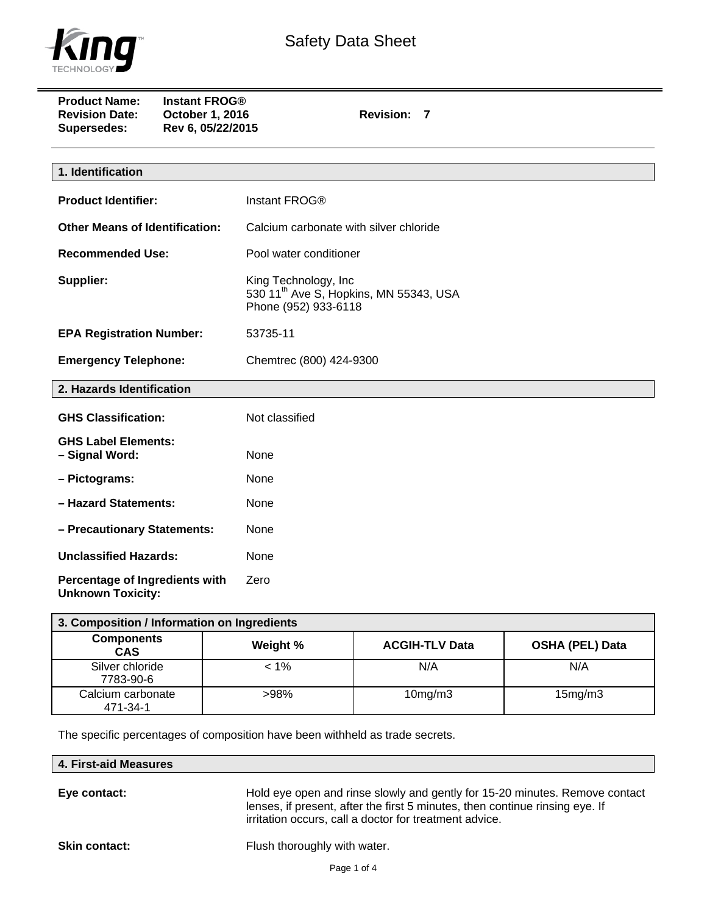# Safety Data Sheet

**Product Name:** **Instant FROG®**
**Revision Date:** **October 1, 2016** **Revision: 7**
**Supersedes:** **Rev 6, 05/22/2015**

## 1. Identification

**Product Identifier:** Instant FROG®

**Other Means of Identification:** Calcium carbonate with silver chloride

**Recommended Use:** Pool water conditioner

**Supplier:** King Technology, Inc
530 11th Ave S, Hopkins, MN 55343, USA
Phone (952) 933-6118

**EPA Registration Number:** 53735-11

**Emergency Telephone:** Chemtrec (800) 424-9300

## 2. Hazards Identification

**GHS Classification:** Not classified

**GHS Label Elements:**

**– Signal Word:** None

**– Pictograms:** None

**– Hazard Statements:** None

**– Precautionary Statements:** None

**Unclassified Hazards:** None

**Percentage of Ingredients with Unknown Toxicity:** Zero

## 3. Composition / Information on Ingredients

| Components CAS | Weight % | ACGIH-TLV Data | OSHA (PEL) Data |
|---|---|---|---|
| Silver chloride 7783-90-6 | < 1% | N/A | N/A |
| Calcium carbonate 471-34-1 | >98% | 10mg/m3 | 15mg/m3 |

The specific percentages of composition have been withheld as trade secrets.

## 4. First-aid Measures

**Eye contact:** Hold eye open and rinse slowly and gently for 15-20 minutes. Remove contact lenses, if present, after the first 5 minutes, then continue rinsing eye. If irritation occurs, call a doctor for treatment advice.

**Skin contact:** Flush thoroughly with water.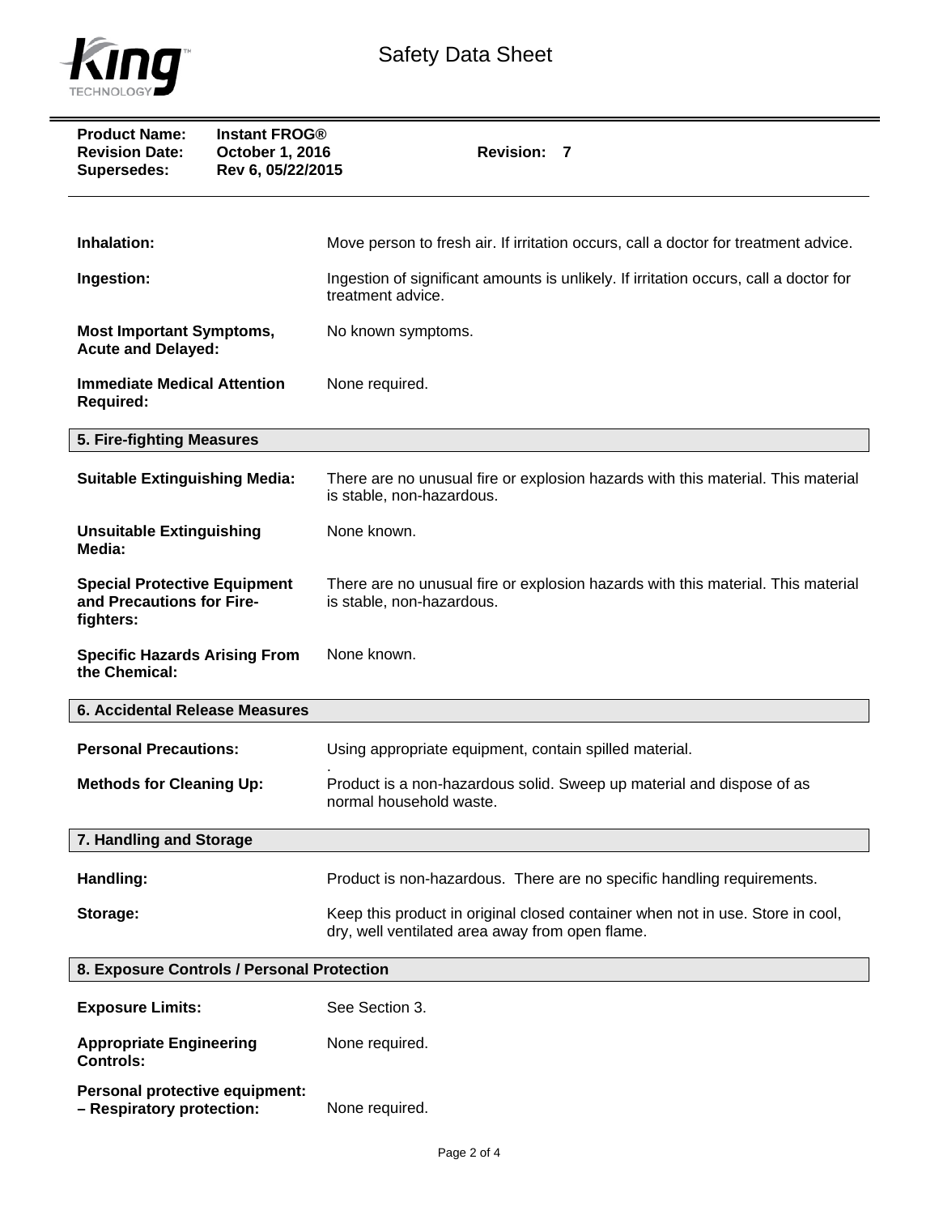| | |
|---|---|
| **Inhalation:** | Move person to fresh air. If irritation occurs, call a doctor for treatment advice. |
| **Ingestion:** | Ingestion of significant amounts is unlikely. If irritation occurs, call a doctor for treatment advice. |
| **Most Important Symptoms, Acute and Delayed:** | No known symptoms. |
| **Immediate Medical Attention Required:** | None required. |

## 5. Fire-fighting Measures

| | |
|---|---|
| **Suitable Extinguishing Media:** | There are no unusual fire or explosion hazards with this material. This material is stable, non-hazardous. |
| **Unsuitable Extinguishing Media:** | None known. |
| **Special Protective Equipment and Precautions for Fire-fighters:** | There are no unusual fire or explosion hazards with this material. This material is stable, non-hazardous. |
| **Specific Hazards Arising From the Chemical:** | None known. |

## 6. Accidental Release Measures

| | |
|---|---|
| **Personal Precautions:** | Using appropriate equipment, contain spilled material. . |
| **Methods for Cleaning Up:** | Product is a non-hazardous solid. Sweep up material and dispose of as normal household waste. |

## 7. Handling and Storage

| | |
|---|---|
| **Handling:** | Product is non-hazardous. There are no specific handling requirements. |
| **Storage:** | Keep this product in original closed container when not in use. Store in cool, dry, well ventilated area away from open flame. |

## 8. Exposure Controls / Personal Protection

| | |
|---|---|
| **Exposure Limits:** | See Section 3. |
| **Appropriate Engineering Controls:** | None required. |
| **Personal protective equipment: – Respiratory protection:** | None required. |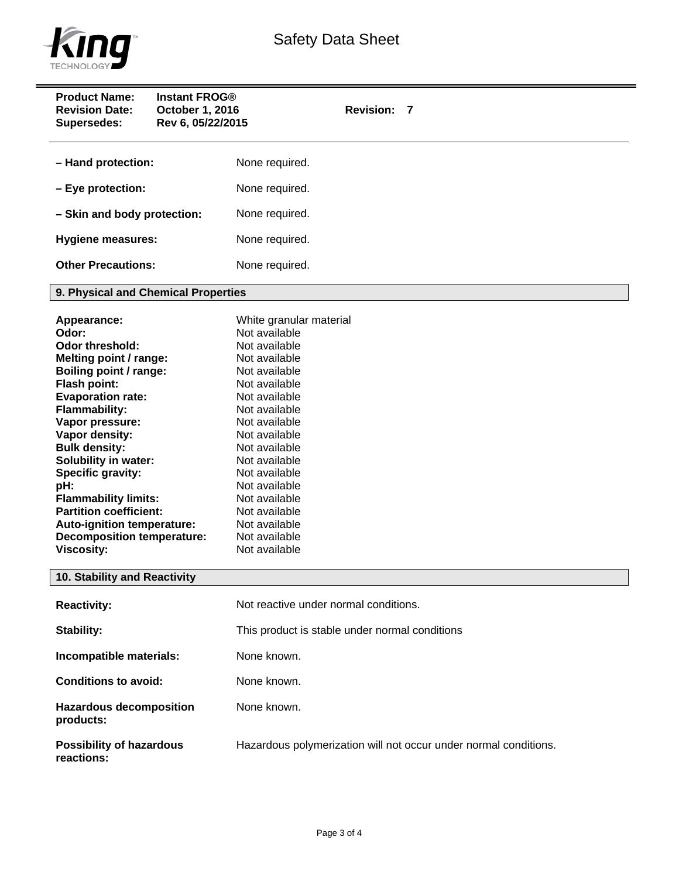**Product Name:** Instant FROG®
**Revision Date:** October 1, 2016 **Revision:** 7
**Supersedes:** Rev 6, 05/22/2015

**– Hand protection:** None required.

**– Eye protection:** None required.

**– Skin and body protection:** None required.

**Hygiene measures:** None required.

**Other Precautions:** None required.

## 9. Physical and Chemical Properties

**Appearance:** White granular material
**Odor:** Not available
**Odor threshold:** Not available
**Melting point / range:** Not available
**Boiling point / range:** Not available
**Flash point:** Not available
**Evaporation rate:** Not available
**Flammability:** Not available
**Vapor pressure:** Not available
**Vapor density:** Not available
**Bulk density:** Not available
**Solubility in water:** Not available
**Specific gravity:** Not available
**pH:** Not available
**Flammability limits:** Not available
**Partition coefficient:** Not available
**Auto-ignition temperature:** Not available
**Decomposition temperature:** Not available
**Viscosity:** Not available

## 10. Stability and Reactivity

**Reactivity:** Not reactive under normal conditions.

**Stability:** This product is stable under normal conditions

**Incompatible materials:** None known.

**Conditions to avoid:** None known.

**Hazardous decomposition products:** None known.

**Possibility of hazardous reactions:** Hazardous polymerization will not occur under normal conditions.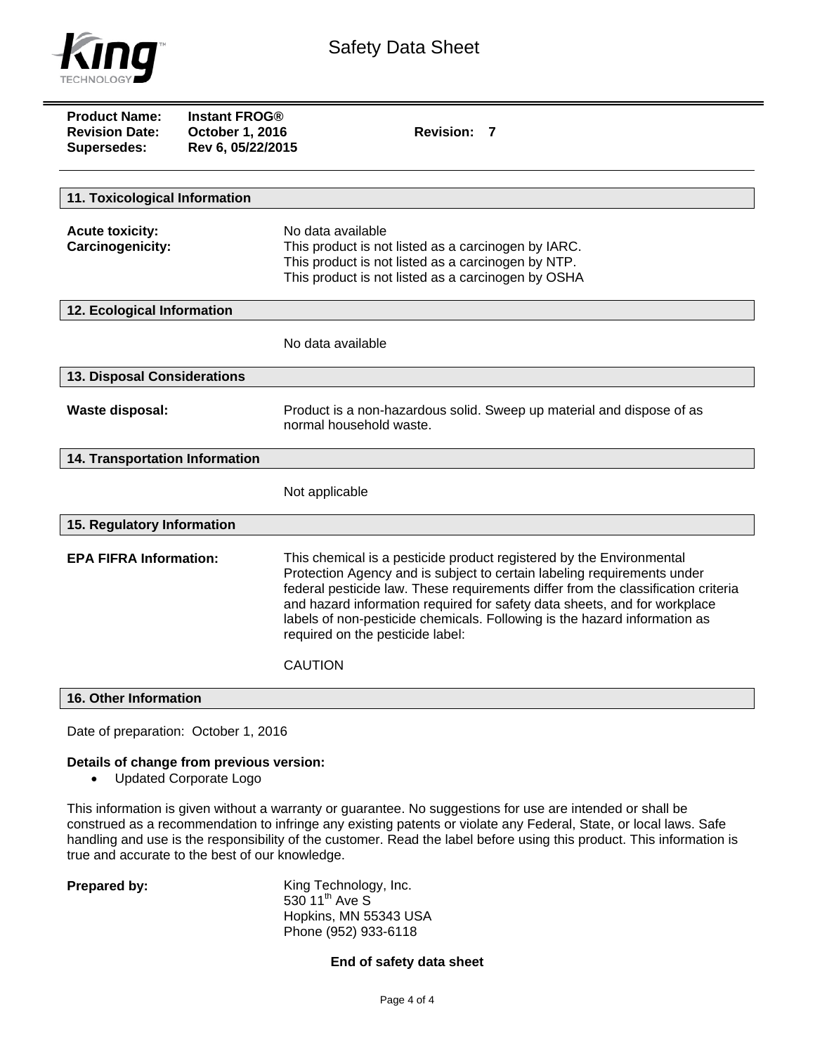**Product Name:** Instant FROG®
**Revision Date:** October 1, 2016 **Revision:** 7
**Supersedes:** Rev 6, 05/22/2015

## 11. Toxicological Information

**Acute toxicity:** No data available

**Carcinogenicity:** This product is not listed as a carcinogen by IARC.
This product is not listed as a carcinogen by NTP.
This product is not listed as a carcinogen by OSHA

## 12. Ecological Information

No data available

## 13. Disposal Considerations

**Waste disposal:** Product is a non-hazardous solid. Sweep up material and dispose of as normal household waste.

## 14. Transportation Information

Not applicable

## 15. Regulatory Information

**EPA FIFRA Information:** This chemical is a pesticide product registered by the Environmental Protection Agency and is subject to certain labeling requirements under federal pesticide law. These requirements differ from the classification criteria and hazard information required for safety data sheets, and for workplace labels of non-pesticide chemicals. Following is the hazard information as required on the pesticide label:

CAUTION

## 16. Other Information

Date of preparation: October 1, 2016

**Details of change from previous version:**

- Updated Corporate Logo

This information is given without a warranty or guarantee. No suggestions for use are intended or shall be construed as a recommendation to infringe any existing patents or violate any Federal, State, or local laws. Safe handling and use is the responsibility of the customer. Read the label before using this product. This information is true and accurate to the best of our knowledge.

**Prepared by:** King Technology, Inc.
530 11th Ave S
Hopkins, MN 55343 USA
Phone (952) 933-6118

**End of safety data sheet**